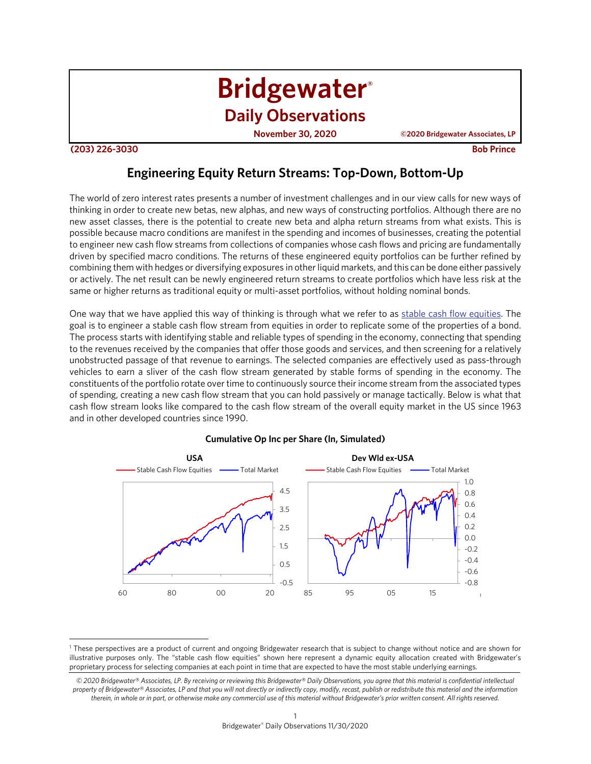# Bridgewater®

## Daily Observations

November 30, 2020 ©2020 Bridgewater Associates, LP

(203) 226-3030 Bob Prince

## Engineering Equity Return Streams: Top-Down, Bottom-Up

The world of zero interest rates presents a number of investment challenges and in our view calls for new ways of thinking in order to create new betas, new alphas, and new ways of constructing portfolios. Although there are no new asset classes, there is the potential to create new beta and alpha return streams from what exists. This is possible because macro conditions are manifest in the spending and incomes of businesses, creating the potential to engineer new cash flow streams from collections of companies whose cash flows and pricing are fundamentally driven by specified macro conditions. The returns of these engineered equity portfolios can be further refined by combining them with hedges or diversifying exposures in other liquid markets, and this can be done either passively or actively. The net result can be newly engineered return streams to create portfolios which have less risk at the same or higher returns as traditional equity or multi-asset portfolios, without holding nominal bonds.

One way that we have applied this way of thinking is through what we refer to as stable cash flow equities. The goal is to engineer a stable cash flow stream from equities in order to replicate some of the properties of a bond. The process starts with identifying stable and reliable types of spending in the economy, connecting that spending to the revenues received by the companies that offer those goods and services, and then screening for a relatively unobstructed passage of that revenue to earnings. The selected companies are effectively used as pass-through vehicles to earn a sliver of the cash flow stream generated by stable forms of spending in the economy. The constituents of the portfolio rotate over time to continuously source their income stream from the associated types of spending, creating a new cash flow stream that you can hold passively or manage tactically. Below is what that cash flow stream looks like compared to the cash flow stream of the overall equity market in the US since 1963 and in other developed countries since 1990.

**Cumulative Op Inc per Share (ln, Simulated)**

USA

Stable Cash Flow Equities — Total Market

4.5
3.5
2.5
1.5
0.5
-0.5

60 80 00 20

Dev Wld ex-USA

Stable Cash Flow Equities — Total Market

1.0
0.8
0.6
0.4
0.2
0.0
-0.2
-0.4
-0.6
-0.8

85 95 05 15

[1] These perspectives are a product of current and ongoing Bridgewater research that is subject to change without notice and are shown for illustrative purposes only. The "stable cash flow equities" shown here represent a dynamic equity allocation created with Bridgewater's proprietary process for selecting companies at each point in time that are expected to have the most stable underlying earnings.

*© 2020 Bridgewater® Associates, LP. By receiving or reviewing this Bridgewater® Daily Observations, you agree that this material is confidential intellectual property of Bridgewater® Associates, LP and that you will not directly or indirectly copy, modify, recast, publish or redistribute this material and the information therein, in whole or in part, or otherwise make any commercial use of this material without Bridgewater's prior written consent. All rights reserved.*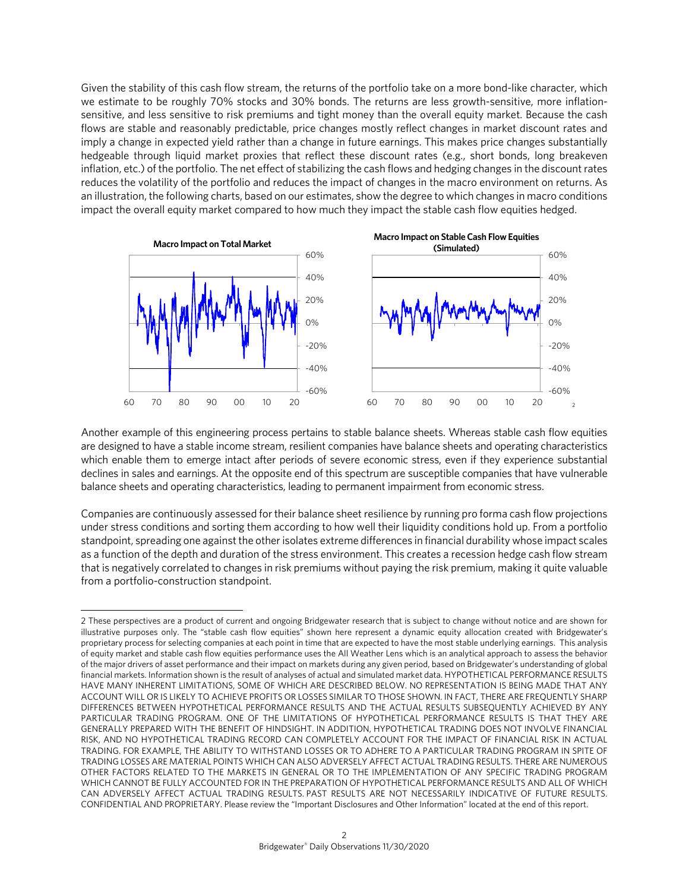Given the stability of this cash flow stream, the returns of the portfolio take on a more bond-like character, which we estimate to be roughly 70% stocks and 30% bonds. The returns are less growth-sensitive, more inflation-sensitive, and less sensitive to risk premiums and tight money than the overall equity market. Because the cash flows are stable and reasonably predictable, price changes mostly reflect changes in market discount rates and imply a change in expected yield rather than a change in future earnings. This makes price changes substantially hedgeable through liquid market proxies that reflect these discount rates (e.g., short bonds, long breakeven inflation, etc.) of the portfolio. The net effect of stabilizing the cash flows and hedging changes in the discount rates reduces the volatility of the portfolio and reduces the impact of changes in the macro environment on returns. As an illustration, the following charts, based on our estimates, show the degree to which changes in macro conditions impact the overall equity market compared to how much they impact the stable cash flow equities hedged.

**Macro Impact on Total Market**

60%
40%
20%
0%
-20%
-40%
-60%

60 70 80 90 00 10 20

**Macro Impact on Stable Cash Flow Equities (Simulated)**

60%
40%
20%
0%
-20%
-40%
-60%

60 70 80 90 00 10 20

[2]

Another example of this engineering process pertains to stable balance sheets. Whereas stable cash flow equities are designed to have a stable income stream, resilient companies have balance sheets and operating characteristics which enable them to emerge intact after periods of severe economic stress, even if they experience substantial declines in sales and earnings. At the opposite end of this spectrum are susceptible companies that have vulnerable balance sheets and operating characteristics, leading to permanent impairment from economic stress.

Companies are continuously assessed for their balance sheet resilience by running pro forma cash flow projections under stress conditions and sorting them according to how well their liquidity conditions hold up. From a portfolio standpoint, spreading one against the other isolates extreme differences in financial durability whose impact scales as a function of the depth and duration of the stress environment. This creates a recession hedge cash flow stream that is negatively correlated to changes in risk premiums without paying the risk premium, making it quite valuable from a portfolio-construction standpoint.

---

2 These perspectives are a product of current and ongoing Bridgewater research that is subject to change without notice and are shown for illustrative purposes only. The "stable cash flow equities" shown here represent a dynamic equity allocation created with Bridgewater's proprietary process for selecting companies at each point in time that are expected to have the most stable underlying earnings. This analysis of equity market and stable cash flow equities performance uses the All Weather Lens which is an analytical approach to assess the behavior of the major drivers of asset performance and their impact on markets during any given period, based on Bridgewater's understanding of global financial markets. Information shown is the result of analyses of actual and simulated market data. HYPOTHETICAL PERFORMANCE RESULTS HAVE MANY INHERENT LIMITATIONS, SOME OF WHICH ARE DESCRIBED BELOW. NO REPRESENTATION IS BEING MADE THAT ANY ACCOUNT WILL OR IS LIKELY TO ACHIEVE PROFITS OR LOSSES SIMILAR TO THOSE SHOWN. IN FACT, THERE ARE FREQUENTLY SHARP DIFFERENCES BETWEEN HYPOTHETICAL PERFORMANCE RESULTS AND THE ACTUAL RESULTS SUBSEQUENTLY ACHIEVED BY ANY PARTICULAR TRADING PROGRAM. ONE OF THE LIMITATIONS OF HYPOTHETICAL PERFORMANCE RESULTS IS THAT THEY ARE GENERALLY PREPARED WITH THE BENEFIT OF HINDSIGHT. IN ADDITION, HYPOTHETICAL TRADING DOES NOT INVOLVE FINANCIAL RISK, AND NO HYPOTHETICAL TRADING RECORD CAN COMPLETELY ACCOUNT FOR THE IMPACT OF FINANCIAL RISK IN ACTUAL TRADING. FOR EXAMPLE, THE ABILITY TO WITHSTAND LOSSES OR TO ADHERE TO A PARTICULAR TRADING PROGRAM IN SPITE OF TRADING LOSSES ARE MATERIAL POINTS WHICH CAN ALSO ADVERSELY AFFECT ACTUAL TRADING RESULTS. THERE ARE NUMEROUS OTHER FACTORS RELATED TO THE MARKETS IN GENERAL OR TO THE IMPLEMENTATION OF ANY SPECIFIC TRADING PROGRAM WHICH CANNOT BE FULLY ACCOUNTED FOR IN THE PREPARATION OF HYPOTHETICAL PERFORMANCE RESULTS AND ALL OF WHICH CAN ADVERSELY AFFECT ACTUAL TRADING RESULTS. PAST RESULTS ARE NOT NECESSARILY INDICATIVE OF FUTURE RESULTS. CONFIDENTIAL AND PROPRIETARY. Please review the "Important Disclosures and Other Information" located at the end of this report.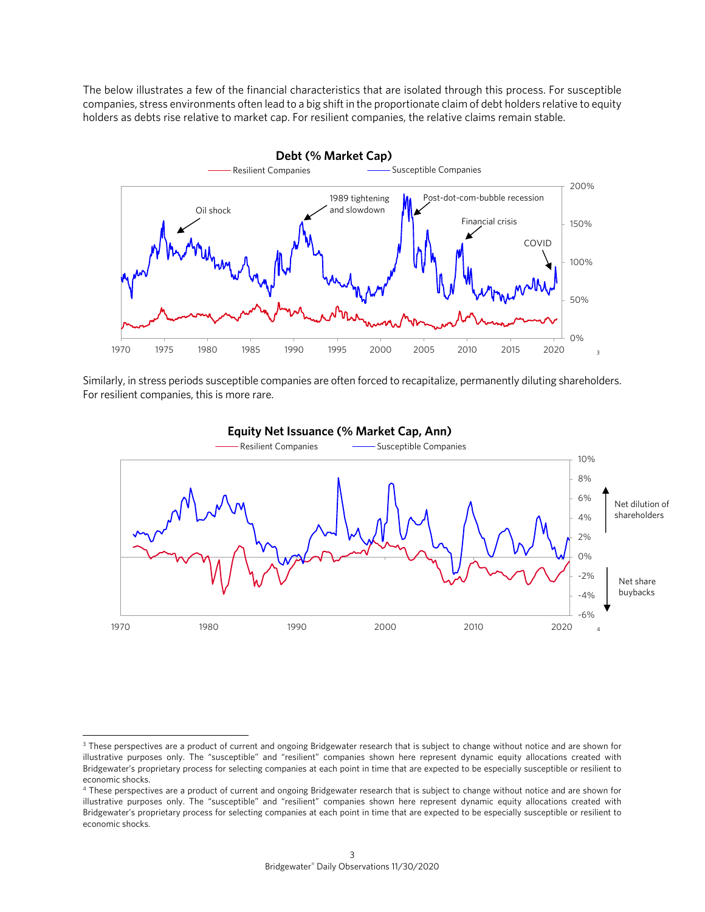The below illustrates a few of the financial characteristics that are isolated through this process. For susceptible companies, stress environments often lead to a big shift in the proportionate claim of debt holders relative to equity holders as debts rise relative to market cap. For resilient companies, the relative claims remain stable.

**Debt (% Market Cap)**

Resilient Companies
Susceptible Companies

Oil shock
1989 tightening and slowdown
Post-dot-com-bubble recession
Financial crisis
COVID

200%
150%
100%
50%
0%

1970 1975 1980 1985 1990 1995 2000 2005 2010 2015 2020 [3]

Similarly, in stress periods susceptible companies are often forced to recapitalize, permanently diluting shareholders. For resilient companies, this is more rare.

**Equity Net Issuance (% Market Cap, Ann)**

Resilient Companies
Susceptible Companies

10%
8%
6%
4%
2%
0%
-2%
-4%
-6%

Net dilution of shareholders
Net share buybacks

1970 1980 1990 2000 2010 2020 [4]

---

[3] These perspectives are a product of current and ongoing Bridgewater research that is subject to change without notice and are shown for illustrative purposes only. The "susceptible" and "resilient" companies shown here represent dynamic equity allocations created with Bridgewater's proprietary process for selecting companies at each point in time that are expected to be especially susceptible or resilient to economic shocks.

[4] These perspectives are a product of current and ongoing Bridgewater research that is subject to change without notice and are shown for illustrative purposes only. The "susceptible" and "resilient" companies shown here represent dynamic equity allocations created with Bridgewater's proprietary process for selecting companies at each point in time that are expected to be especially susceptible or resilient to economic shocks.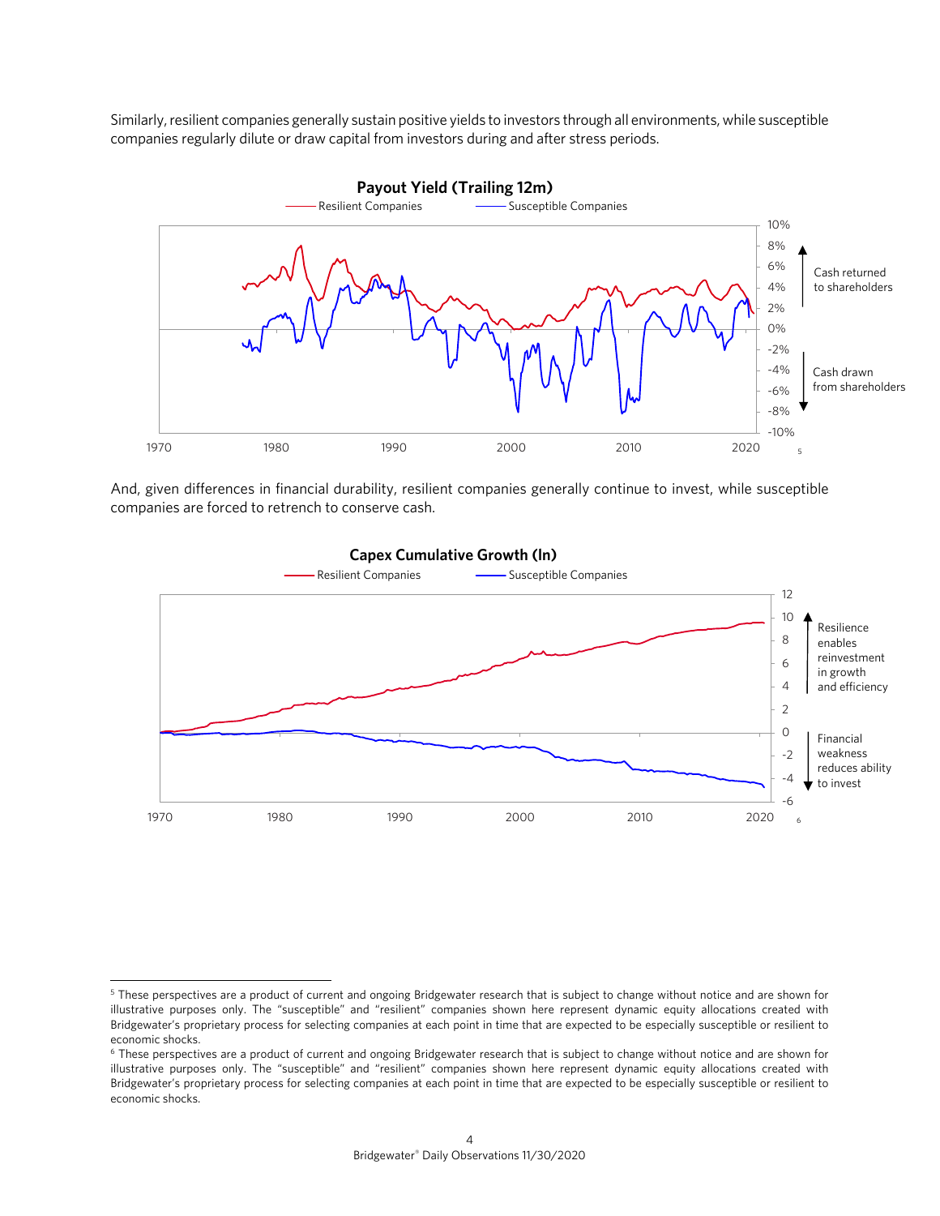Similarly, resilient companies generally sustain positive yields to investors through all environments, while susceptible companies regularly dilute or draw capital from investors during and after stress periods.

**Payout Yield (Trailing 12m)**

Resilient Companies
Susceptible Companies

10%
8%
6%
4%
2%
0%
-2%
-4%
-6%
-8%
-10%

1970 1980 1990 2000 2010 2020

Cash returned to shareholders

Cash drawn from shareholders

5

And, given differences in financial durability, resilient companies generally continue to invest, while susceptible companies are forced to retrench to conserve cash.

**Capex Cumulative Growth (ln)**

Resilient Companies
Susceptible Companies

12
10
8
6
4
2
0
-2
-4
-6

1970 1980 1990 2000 2010 2020

Resilience enables reinvestment in growth and efficiency

Financial weakness reduces ability to invest

6

---

[5] These perspectives are a product of current and ongoing Bridgewater research that is subject to change without notice and are shown for illustrative purposes only. The "susceptible" and "resilient" companies shown here represent dynamic equity allocations created with Bridgewater's proprietary process for selecting companies at each point in time that are expected to be especially susceptible or resilient to economic shocks.

[6] These perspectives are a product of current and ongoing Bridgewater research that is subject to change without notice and are shown for illustrative purposes only. The "susceptible" and "resilient" companies shown here represent dynamic equity allocations created with Bridgewater's proprietary process for selecting companies at each point in time that are expected to be especially susceptible or resilient to economic shocks.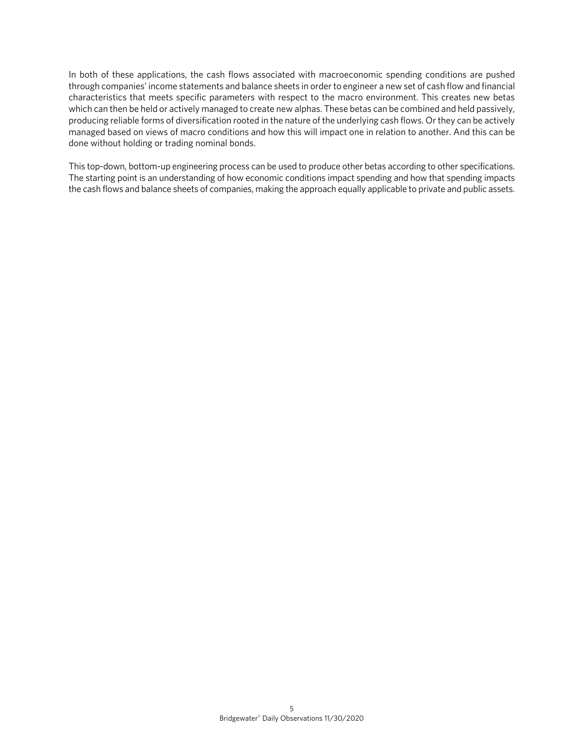In both of these applications, the cash flows associated with macroeconomic spending conditions are pushed through companies' income statements and balance sheets in order to engineer a new set of cash flow and financial characteristics that meets specific parameters with respect to the macro environment. This creates new betas which can then be held or actively managed to create new alphas. These betas can be combined and held passively, producing reliable forms of diversification rooted in the nature of the underlying cash flows. Or they can be actively managed based on views of macro conditions and how this will impact one in relation to another. And this can be done without holding or trading nominal bonds.

This top-down, bottom-up engineering process can be used to produce other betas according to other specifications. The starting point is an understanding of how economic conditions impact spending and how that spending impacts the cash flows and balance sheets of companies, making the approach equally applicable to private and public assets.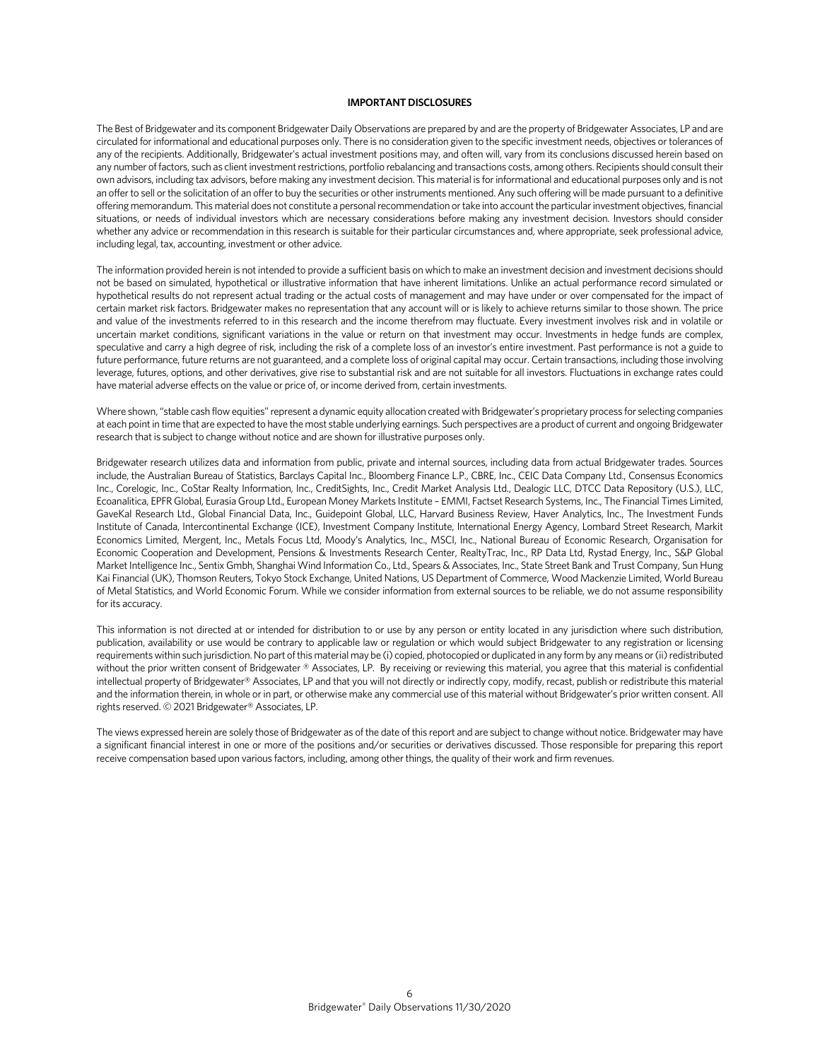**IMPORTANT DISCLOSURES**

The Best of Bridgewater and its component Bridgewater Daily Observations are prepared by and are the property of Bridgewater Associates, LP and are circulated for informational and educational purposes only. There is no consideration given to the specific investment needs, objectives or tolerances of any of the recipients. Additionally, Bridgewater's actual investment positions may, and often will, vary from its conclusions discussed herein based on any number of factors, such as client investment restrictions, portfolio rebalancing and transactions costs, among others. Recipients should consult their own advisors, including tax advisors, before making any investment decision. This material is for informational and educational purposes only and is not an offer to sell or the solicitation of an offer to buy the securities or other instruments mentioned. Any such offering will be made pursuant to a definitive offering memorandum. This material does not constitute a personal recommendation or take into account the particular investment objectives, financial situations, or needs of individual investors which are necessary considerations before making any investment decision. Investors should consider whether any advice or recommendation in this research is suitable for their particular circumstances and, where appropriate, seek professional advice, including legal, tax, accounting, investment or other advice.

The information provided herein is not intended to provide a sufficient basis on which to make an investment decision and investment decisions should not be based on simulated, hypothetical or illustrative information that have inherent limitations. Unlike an actual performance record simulated or hypothetical results do not represent actual trading or the actual costs of management and may have under or over compensated for the impact of certain market risk factors. Bridgewater makes no representation that any account will or is likely to achieve returns similar to those shown. The price and value of the investments referred to in this research and the income therefrom may fluctuate. Every investment involves risk and in volatile or uncertain market conditions, significant variations in the value or return on that investment may occur. Investments in hedge funds are complex, speculative and carry a high degree of risk, including the risk of a complete loss of an investor's entire investment. Past performance is not a guide to future performance, future returns are not guaranteed, and a complete loss of original capital may occur. Certain transactions, including those involving leverage, futures, options, and other derivatives, give rise to substantial risk and are not suitable for all investors. Fluctuations in exchange rates could have material adverse effects on the value or price of, or income derived from, certain investments.

Where shown, "stable cash flow equities" represent a dynamic equity allocation created with Bridgewater's proprietary process for selecting companies at each point in time that are expected to have the most stable underlying earnings. Such perspectives are a product of current and ongoing Bridgewater research that is subject to change without notice and are shown for illustrative purposes only.

Bridgewater research utilizes data and information from public, private and internal sources, including data from actual Bridgewater trades. Sources include, the Australian Bureau of Statistics, Barclays Capital Inc., Bloomberg Finance L.P., CBRE, Inc., CEIC Data Company Ltd., Consensus Economics Inc., Corelogic, Inc., CoStar Realty Information, Inc., CreditSights, Inc., Credit Market Analysis Ltd., Dealogic LLC, DTCC Data Repository (U.S.), LLC, Ecoanalitica, EPFR Global, Eurasia Group Ltd., European Money Markets Institute – EMMI, Factset Research Systems, Inc., The Financial Times Limited, GaveKal Research Ltd., Global Financial Data, Inc., Guidepoint Global, LLC, Harvard Business Review, Haver Analytics, Inc., The Investment Funds Institute of Canada, Intercontinental Exchange (ICE), Investment Company Institute, International Energy Agency, Lombard Street Research, Markit Economics Limited, Mergent, Inc., Metals Focus Ltd, Moody's Analytics, Inc., MSCI, Inc., National Bureau of Economic Research, Organisation for Economic Cooperation and Development, Pensions & Investments Research Center, RealtyTrac, Inc., RP Data Ltd, Rystad Energy, Inc., S&P Global Market Intelligence Inc., Sentix Gmbh, Shanghai Wind Information Co., Ltd., Spears & Associates, Inc., State Street Bank and Trust Company, Sun Hung Kai Financial (UK), Thomson Reuters, Tokyo Stock Exchange, United Nations, US Department of Commerce, Wood Mackenzie Limited, World Bureau of Metal Statistics, and World Economic Forum. While we consider information from external sources to be reliable, we do not assume responsibility for its accuracy.

This information is not directed at or intended for distribution to or use by any person or entity located in any jurisdiction where such distribution, publication, availability or use would be contrary to applicable law or regulation or which would subject Bridgewater to any registration or licensing requirements within such jurisdiction. No part of this material may be (i) copied, photocopied or duplicated in any form by any means or (ii) redistributed without the prior written consent of Bridgewater ® Associates, LP. By receiving or reviewing this material, you agree that this material is confidential intellectual property of Bridgewater® Associates, LP and that you will not directly or indirectly copy, modify, recast, publish or redistribute this material and the information therein, in whole or in part, or otherwise make any commercial use of this material without Bridgewater's prior written consent. All rights reserved. © 2021 Bridgewater® Associates, LP.

The views expressed herein are solely those of Bridgewater as of the date of this report and are subject to change without notice. Bridgewater may have a significant financial interest in one or more of the positions and/or securities or derivatives discussed. Those responsible for preparing this report receive compensation based upon various factors, including, among other things, the quality of their work and firm revenues.